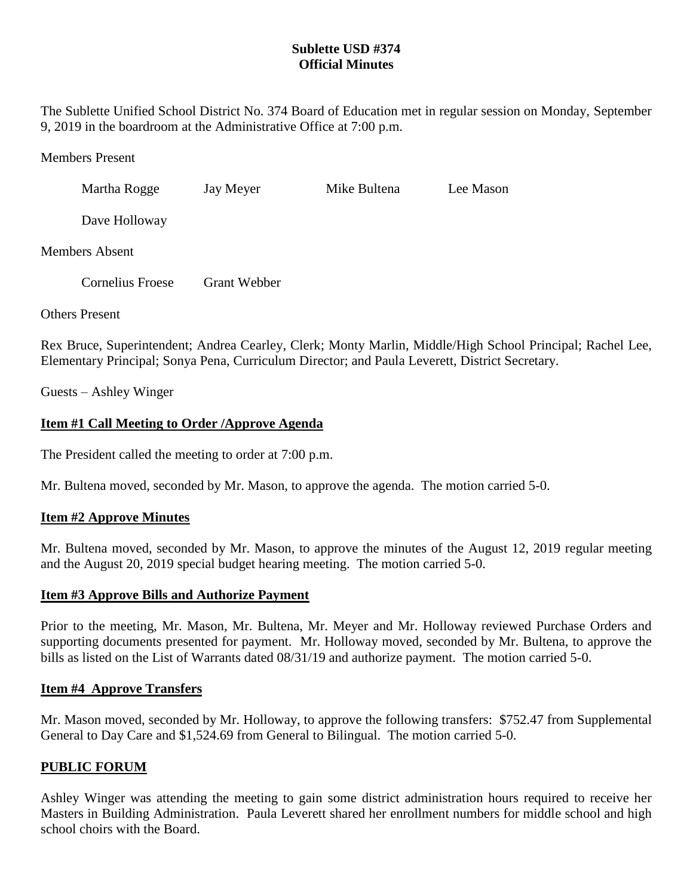**Sublette USD #374**
**Official Minutes**

The Sublette Unified School District No. 374 Board of Education met in regular session on Monday, September 9, 2019 in the boardroom at the Administrative Office at 7:00 p.m.

Members Present

Martha Rogge    Jay Meyer    Mike Bultena    Lee Mason

Dave Holloway

Members Absent

Cornelius Froese    Grant Webber

Others Present

Rex Bruce, Superintendent; Andrea Cearley, Clerk; Monty Marlin, Middle/High School Principal; Rachel Lee, Elementary Principal; Sonya Pena, Curriculum Director; and Paula Leverett, District Secretary.

Guests – Ashley Winger

**Item #1 Call Meeting to Order /Approve Agenda**

The President called the meeting to order at 7:00 p.m.

Mr. Bultena moved, seconded by Mr. Mason, to approve the agenda. The motion carried 5-0.

**Item #2 Approve Minutes**

Mr. Bultena moved, seconded by Mr. Mason, to approve the minutes of the August 12, 2019 regular meeting and the August 20, 2019 special budget hearing meeting. The motion carried 5-0.

**Item #3 Approve Bills and Authorize Payment**

Prior to the meeting, Mr. Mason, Mr. Bultena, Mr. Meyer and Mr. Holloway reviewed Purchase Orders and supporting documents presented for payment. Mr. Holloway moved, seconded by Mr. Bultena, to approve the bills as listed on the List of Warrants dated 08/31/19 and authorize payment. The motion carried 5-0.

**Item #4 Approve Transfers**

Mr. Mason moved, seconded by Mr. Holloway, to approve the following transfers: $752.47 from Supplemental General to Day Care and $1,524.69 from General to Bilingual. The motion carried 5-0.

**PUBLIC FORUM**

Ashley Winger was attending the meeting to gain some district administration hours required to receive her Masters in Building Administration. Paula Leverett shared her enrollment numbers for middle school and high school choirs with the Board.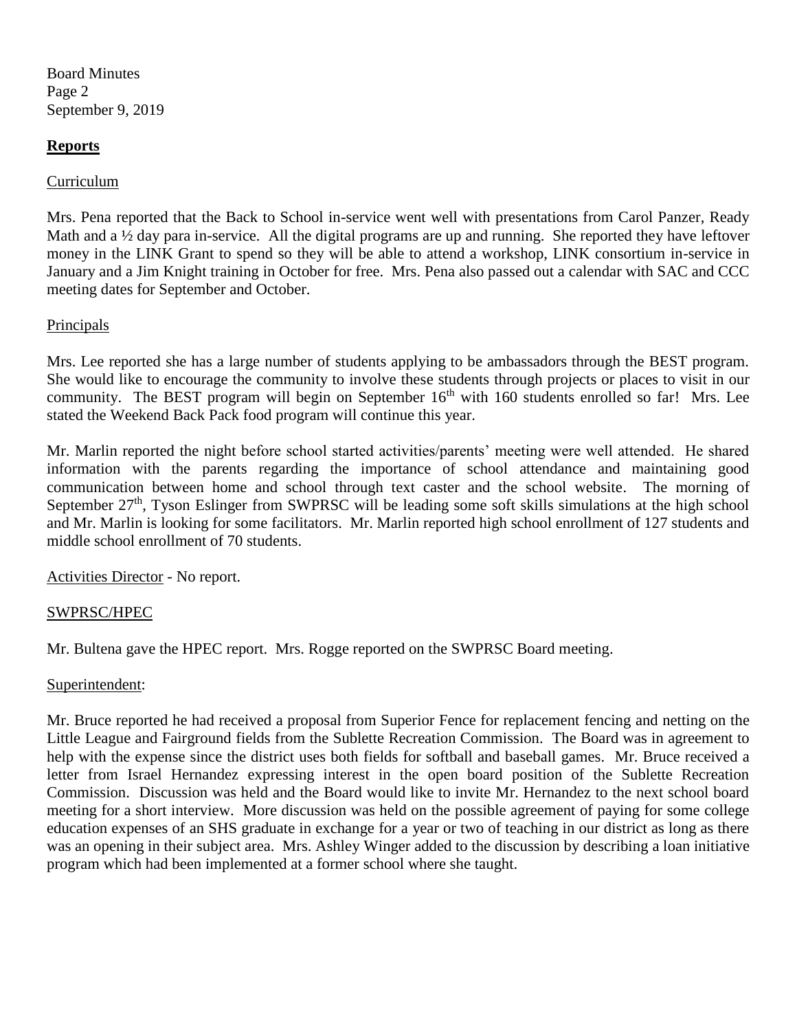## Reports

Curriculum

Mrs. Pena reported that the Back to School in-service went well with presentations from Carol Panzer, Ready Math and a ½ day para in-service. All the digital programs are up and running. She reported they have leftover money in the LINK Grant to spend so they will be able to attend a workshop, LINK consortium in-service in January and a Jim Knight training in October for free. Mrs. Pena also passed out a calendar with SAC and CCC meeting dates for September and October.

Principals

Mrs. Lee reported she has a large number of students applying to be ambassadors through the BEST program. She would like to encourage the community to involve these students through projects or places to visit in our community. The BEST program will begin on September 16th with 160 students enrolled so far! Mrs. Lee stated the Weekend Back Pack food program will continue this year.

Mr. Marlin reported the night before school started activities/parents' meeting were well attended. He shared information with the parents regarding the importance of school attendance and maintaining good communication between home and school through text caster and the school website. The morning of September 27th, Tyson Eslinger from SWPRSC will be leading some soft skills simulations at the high school and Mr. Marlin is looking for some facilitators. Mr. Marlin reported high school enrollment of 127 students and middle school enrollment of 70 students.

Activities Director - No report.

SWPRSC/HPEC

Mr. Bultena gave the HPEC report. Mrs. Rogge reported on the SWPRSC Board meeting.

Superintendent:

Mr. Bruce reported he had received a proposal from Superior Fence for replacement fencing and netting on the Little League and Fairground fields from the Sublette Recreation Commission. The Board was in agreement to help with the expense since the district uses both fields for softball and baseball games. Mr. Bruce received a letter from Israel Hernandez expressing interest in the open board position of the Sublette Recreation Commission. Discussion was held and the Board would like to invite Mr. Hernandez to the next school board meeting for a short interview. More discussion was held on the possible agreement of paying for some college education expenses of an SHS graduate in exchange for a year or two of teaching in our district as long as there was an opening in their subject area. Mrs. Ashley Winger added to the discussion by describing a loan initiative program which had been implemented at a former school where she taught.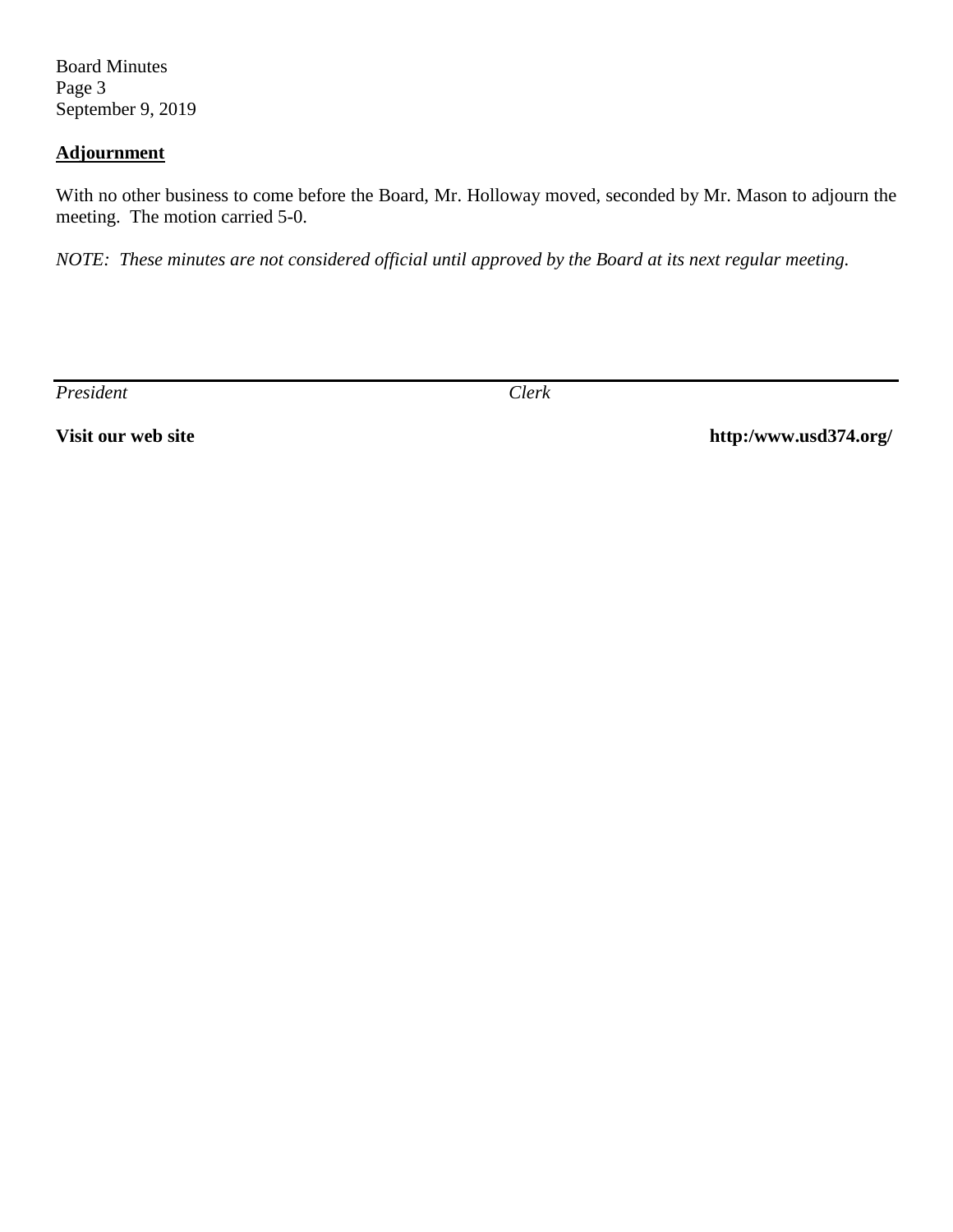## Adjournment

With no other business to come before the Board, Mr. Holloway moved, seconded by Mr. Mason to adjourn the meeting. The motion carried 5-0.

*NOTE: These minutes are not considered official until approved by the Board at its next regular meeting.*

*President* *Clerk*

**Visit our web site** **http:/www.usd374.org/**